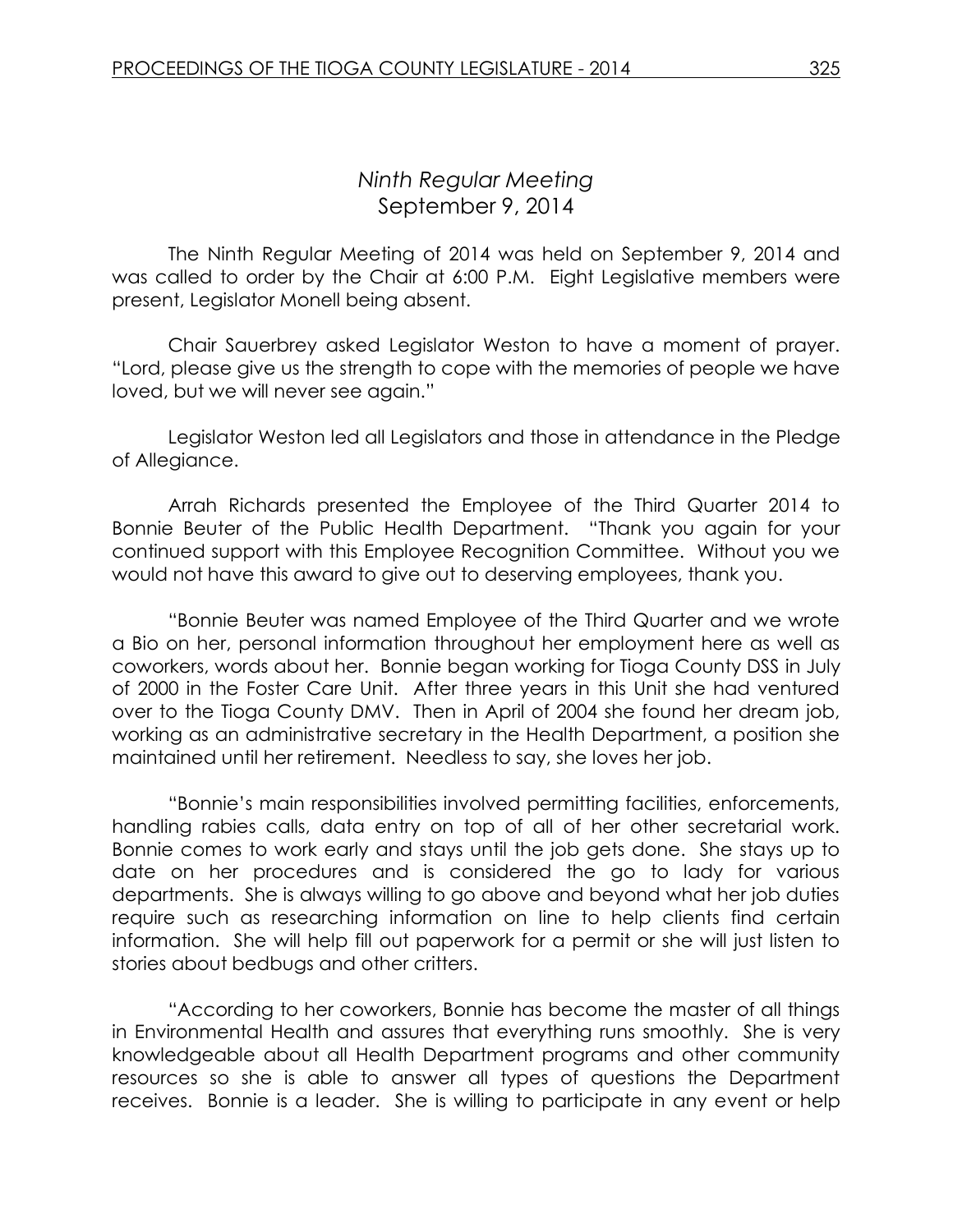## *Ninth Regular Meeting*
## September 9, 2014

The Ninth Regular Meeting of 2014 was held on September 9, 2014 and was called to order by the Chair at 6:00 P.M. Eight Legislative members were present, Legislator Monell being absent.

Chair Sauerbrey asked Legislator Weston to have a moment of prayer. "Lord, please give us the strength to cope with the memories of people we have loved, but we will never see again."

Legislator Weston led all Legislators and those in attendance in the Pledge of Allegiance.

Arrah Richards presented the Employee of the Third Quarter 2014 to Bonnie Beuter of the Public Health Department. "Thank you again for your continued support with this Employee Recognition Committee. Without you we would not have this award to give out to deserving employees, thank you.

"Bonnie Beuter was named Employee of the Third Quarter and we wrote a Bio on her, personal information throughout her employment here as well as coworkers, words about her. Bonnie began working for Tioga County DSS in July of 2000 in the Foster Care Unit. After three years in this Unit she had ventured over to the Tioga County DMV. Then in April of 2004 she found her dream job, working as an administrative secretary in the Health Department, a position she maintained until her retirement. Needless to say, she loves her job.

"Bonnie's main responsibilities involved permitting facilities, enforcements, handling rabies calls, data entry on top of all of her other secretarial work. Bonnie comes to work early and stays until the job gets done. She stays up to date on her procedures and is considered the go to lady for various departments. She is always willing to go above and beyond what her job duties require such as researching information on line to help clients find certain information. She will help fill out paperwork for a permit or she will just listen to stories about bedbugs and other critters.

"According to her coworkers, Bonnie has become the master of all things in Environmental Health and assures that everything runs smoothly. She is very knowledgeable about all Health Department programs and other community resources so she is able to answer all types of questions the Department receives. Bonnie is a leader. She is willing to participate in any event or help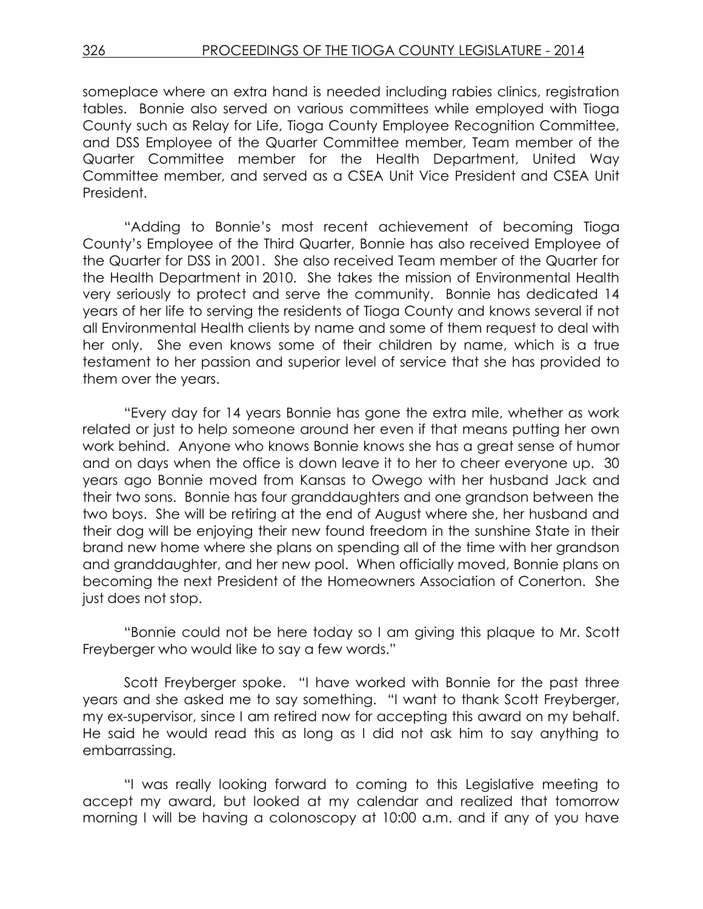someplace where an extra hand is needed including rabies clinics, registration tables. Bonnie also served on various committees while employed with Tioga County such as Relay for Life, Tioga County Employee Recognition Committee, and DSS Employee of the Quarter Committee member, Team member of the Quarter Committee member for the Health Department, United Way Committee member, and served as a CSEA Unit Vice President and CSEA Unit President.

"Adding to Bonnie's most recent achievement of becoming Tioga County's Employee of the Third Quarter, Bonnie has also received Employee of the Quarter for DSS in 2001. She also received Team member of the Quarter for the Health Department in 2010. She takes the mission of Environmental Health very seriously to protect and serve the community. Bonnie has dedicated 14 years of her life to serving the residents of Tioga County and knows several if not all Environmental Health clients by name and some of them request to deal with her only. She even knows some of their children by name, which is a true testament to her passion and superior level of service that she has provided to them over the years.

"Every day for 14 years Bonnie has gone the extra mile, whether as work related or just to help someone around her even if that means putting her own work behind. Anyone who knows Bonnie knows she has a great sense of humor and on days when the office is down leave it to her to cheer everyone up. 30 years ago Bonnie moved from Kansas to Owego with her husband Jack and their two sons. Bonnie has four granddaughters and one grandson between the two boys. She will be retiring at the end of August where she, her husband and their dog will be enjoying their new found freedom in the sunshine State in their brand new home where she plans on spending all of the time with her grandson and granddaughter, and her new pool. When officially moved, Bonnie plans on becoming the next President of the Homeowners Association of Conerton. She just does not stop.

"Bonnie could not be here today so I am giving this plaque to Mr. Scott Freyberger who would like to say a few words."

Scott Freyberger spoke. "I have worked with Bonnie for the past three years and she asked me to say something. "I want to thank Scott Freyberger, my ex-supervisor, since I am retired now for accepting this award on my behalf. He said he would read this as long as I did not ask him to say anything to embarrassing.

"I was really looking forward to coming to this Legislative meeting to accept my award, but looked at my calendar and realized that tomorrow morning I will be having a colonoscopy at 10:00 a.m. and if any of you have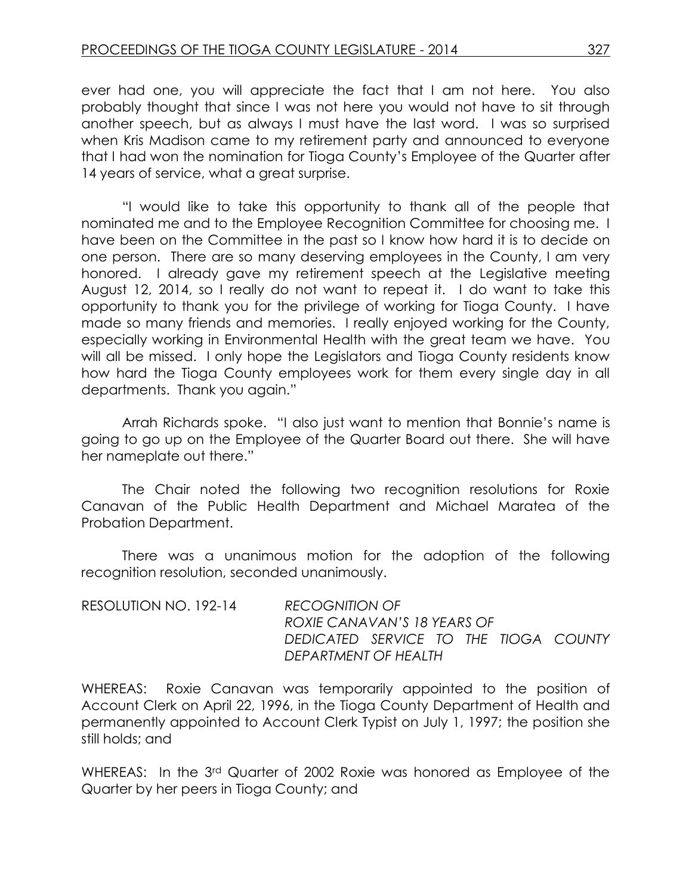ever had one, you will appreciate the fact that I am not here. You also probably thought that since I was not here you would not have to sit through another speech, but as always I must have the last word. I was so surprised when Kris Madison came to my retirement party and announced to everyone that I had won the nomination for Tioga County's Employee of the Quarter after 14 years of service, what a great surprise.

"I would like to take this opportunity to thank all of the people that nominated me and to the Employee Recognition Committee for choosing me. I have been on the Committee in the past so I know how hard it is to decide on one person. There are so many deserving employees in the County, I am very honored. I already gave my retirement speech at the Legislative meeting August 12, 2014, so I really do not want to repeat it. I do want to take this opportunity to thank you for the privilege of working for Tioga County. I have made so many friends and memories. I really enjoyed working for the County, especially working in Environmental Health with the great team we have. You will all be missed. I only hope the Legislators and Tioga County residents know how hard the Tioga County employees work for them every single day in all departments. Thank you again."

Arrah Richards spoke. "I also just want to mention that Bonnie's name is going to go up on the Employee of the Quarter Board out there. She will have her nameplate out there."

The Chair noted the following two recognition resolutions for Roxie Canavan of the Public Health Department and Michael Maratea of the Probation Department.

There was a unanimous motion for the adoption of the following recognition resolution, seconded unanimously.

RESOLUTION NO. 192-14 *RECOGNITION OF ROXIE CANAVAN'S 18 YEARS OF DEDICATED SERVICE TO THE TIOGA COUNTY DEPARTMENT OF HEALTH*

WHEREAS: Roxie Canavan was temporarily appointed to the position of Account Clerk on April 22, 1996, in the Tioga County Department of Health and permanently appointed to Account Clerk Typist on July 1, 1997; the position she still holds; and

WHEREAS: In the 3rd Quarter of 2002 Roxie was honored as Employee of the Quarter by her peers in Tioga County; and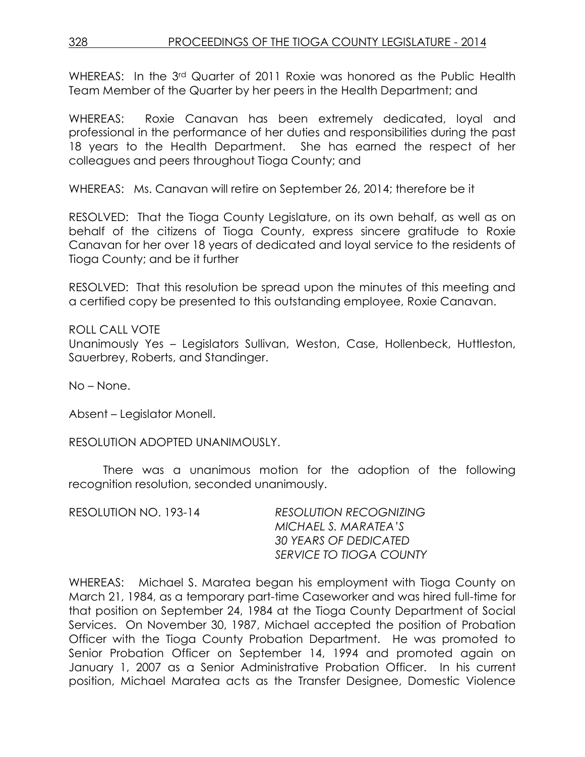WHEREAS: In the 3rd Quarter of 2011 Roxie was honored as the Public Health Team Member of the Quarter by her peers in the Health Department; and

WHEREAS: Roxie Canavan has been extremely dedicated, loyal and professional in the performance of her duties and responsibilities during the past 18 years to the Health Department. She has earned the respect of her colleagues and peers throughout Tioga County; and

WHEREAS: Ms. Canavan will retire on September 26, 2014; therefore be it

RESOLVED: That the Tioga County Legislature, on its own behalf, as well as on behalf of the citizens of Tioga County, express sincere gratitude to Roxie Canavan for her over 18 years of dedicated and loyal service to the residents of Tioga County; and be it further

RESOLVED: That this resolution be spread upon the minutes of this meeting and a certified copy be presented to this outstanding employee, Roxie Canavan.

ROLL CALL VOTE
Unanimously Yes – Legislators Sullivan, Weston, Case, Hollenbeck, Huttleston, Sauerbrey, Roberts, and Standinger.

No – None.

Absent – Legislator Monell.

RESOLUTION ADOPTED UNANIMOUSLY.

There was a unanimous motion for the adoption of the following recognition resolution, seconded unanimously.

RESOLUTION NO. 193-14 *RESOLUTION RECOGNIZING MICHAEL S. MARATEA'S 30 YEARS OF DEDICATED SERVICE TO TIOGA COUNTY*

WHEREAS: Michael S. Maratea began his employment with Tioga County on March 21, 1984, as a temporary part-time Caseworker and was hired full-time for that position on September 24, 1984 at the Tioga County Department of Social Services. On November 30, 1987, Michael accepted the position of Probation Officer with the Tioga County Probation Department. He was promoted to Senior Probation Officer on September 14, 1994 and promoted again on January 1, 2007 as a Senior Administrative Probation Officer. In his current position, Michael Maratea acts as the Transfer Designee, Domestic Violence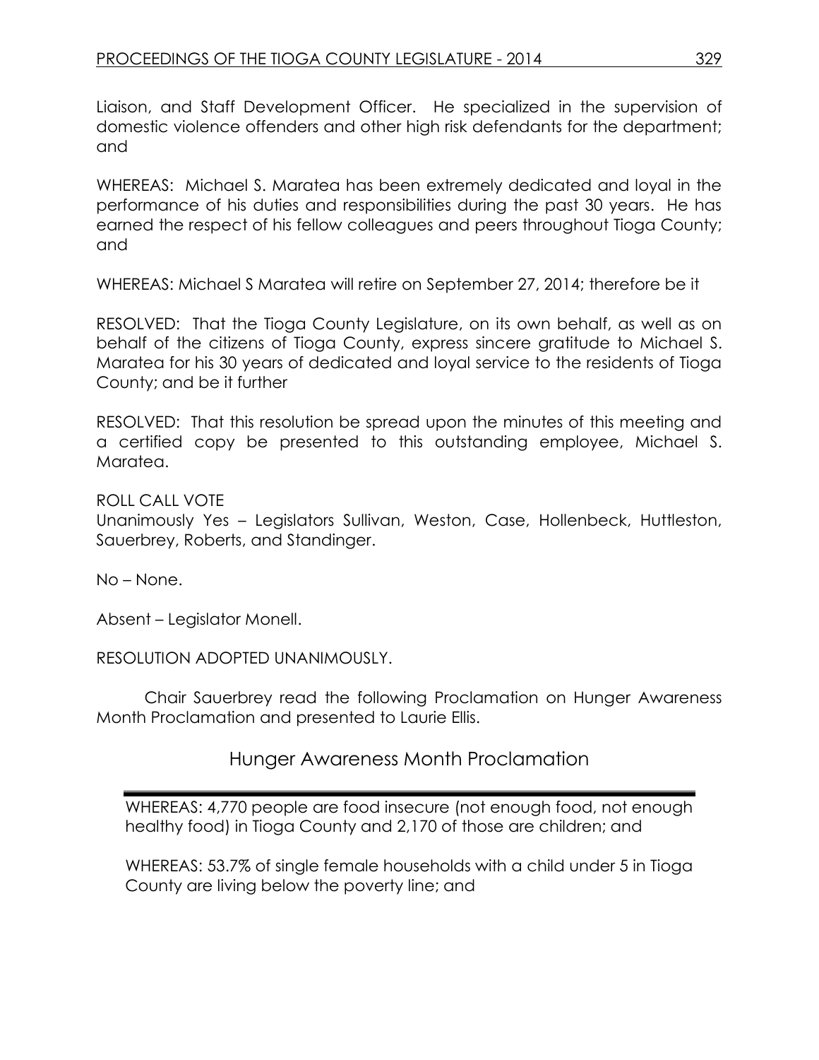Liaison, and Staff Development Officer. He specialized in the supervision of domestic violence offenders and other high risk defendants for the department; and

WHEREAS: Michael S. Maratea has been extremely dedicated and loyal in the performance of his duties and responsibilities during the past 30 years. He has earned the respect of his fellow colleagues and peers throughout Tioga County; and

WHEREAS: Michael S Maratea will retire on September 27, 2014; therefore be it

RESOLVED: That the Tioga County Legislature, on its own behalf, as well as on behalf of the citizens of Tioga County, express sincere gratitude to Michael S. Maratea for his 30 years of dedicated and loyal service to the residents of Tioga County; and be it further

RESOLVED: That this resolution be spread upon the minutes of this meeting and a certified copy be presented to this outstanding employee, Michael S. Maratea.

ROLL CALL VOTE
Unanimously Yes – Legislators Sullivan, Weston, Case, Hollenbeck, Huttleston, Sauerbrey, Roberts, and Standinger.

No – None.

Absent – Legislator Monell.

RESOLUTION ADOPTED UNANIMOUSLY.

Chair Sauerbrey read the following Proclamation on Hunger Awareness Month Proclamation and presented to Laurie Ellis.

## Hunger Awareness Month Proclamation

WHEREAS: 4,770 people are food insecure (not enough food, not enough healthy food) in Tioga County and 2,170 of those are children; and

WHEREAS: 53.7% of single female households with a child under 5 in Tioga County are living below the poverty line; and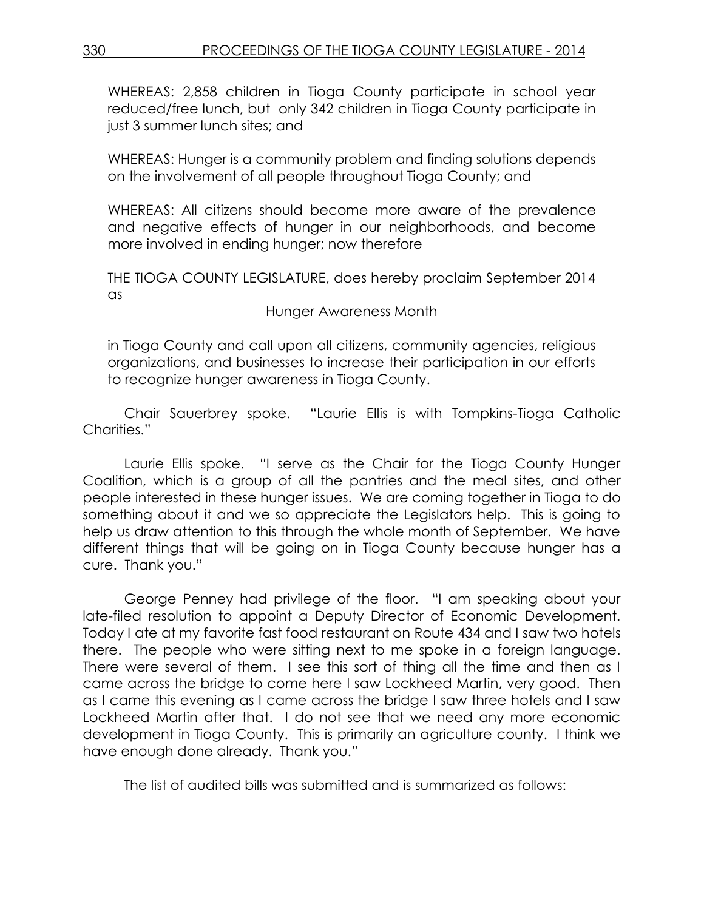WHEREAS: 2,858 children in Tioga County participate in school year reduced/free lunch, but only 342 children in Tioga County participate in just 3 summer lunch sites; and

WHEREAS: Hunger is a community problem and finding solutions depends on the involvement of all people throughout Tioga County; and

WHEREAS: All citizens should become more aware of the prevalence and negative effects of hunger in our neighborhoods, and become more involved in ending hunger; now therefore

THE TIOGA COUNTY LEGISLATURE, does hereby proclaim September 2014 as

Hunger Awareness Month

in Tioga County and call upon all citizens, community agencies, religious organizations, and businesses to increase their participation in our efforts to recognize hunger awareness in Tioga County.

Chair Sauerbrey spoke. "Laurie Ellis is with Tompkins-Tioga Catholic Charities."

Laurie Ellis spoke. "I serve as the Chair for the Tioga County Hunger Coalition, which is a group of all the pantries and the meal sites, and other people interested in these hunger issues. We are coming together in Tioga to do something about it and we so appreciate the Legislators help. This is going to help us draw attention to this through the whole month of September. We have different things that will be going on in Tioga County because hunger has a cure. Thank you."

George Penney had privilege of the floor. "I am speaking about your late-filed resolution to appoint a Deputy Director of Economic Development. Today I ate at my favorite fast food restaurant on Route 434 and I saw two hotels there. The people who were sitting next to me spoke in a foreign language. There were several of them. I see this sort of thing all the time and then as I came across the bridge to come here I saw Lockheed Martin, very good. Then as I came this evening as I came across the bridge I saw three hotels and I saw Lockheed Martin after that. I do not see that we need any more economic development in Tioga County. This is primarily an agriculture county. I think we have enough done already. Thank you."

The list of audited bills was submitted and is summarized as follows: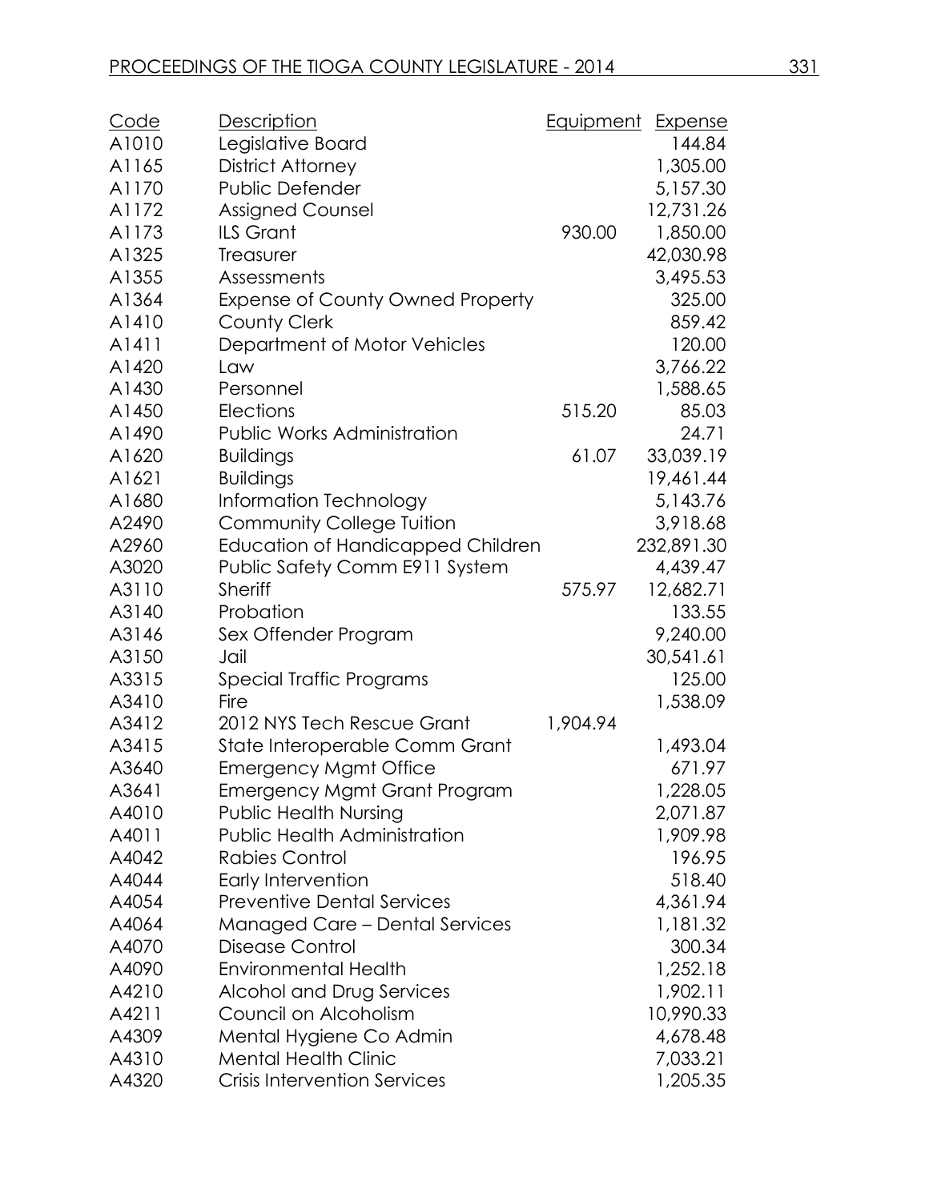| Code | Description | Equipment | Expense |
|---|---|---|---|
| A1010 | Legislative Board | | 144.84 |
| A1165 | District Attorney | | 1,305.00 |
| A1170 | Public Defender | | 5,157.30 |
| A1172 | Assigned Counsel | | 12,731.26 |
| A1173 | ILS Grant | 930.00 | 1,850.00 |
| A1325 | Treasurer | | 42,030.98 |
| A1355 | Assessments | | 3,495.53 |
| A1364 | Expense of County Owned Property | | 325.00 |
| A1410 | County Clerk | | 859.42 |
| A1411 | Department of Motor Vehicles | | 120.00 |
| A1420 | Law | | 3,766.22 |
| A1430 | Personnel | | 1,588.65 |
| A1450 | Elections | 515.20 | 85.03 |
| A1490 | Public Works Administration | | 24.71 |
| A1620 | Buildings | 61.07 | 33,039.19 |
| A1621 | Buildings | | 19,461.44 |
| A1680 | Information Technology | | 5,143.76 |
| A2490 | Community College Tuition | | 3,918.68 |
| A2960 | Education of Handicapped Children | | 232,891.30 |
| A3020 | Public Safety Comm E911 System | | 4,439.47 |
| A3110 | Sheriff | 575.97 | 12,682.71 |
| A3140 | Probation | | 133.55 |
| A3146 | Sex Offender Program | | 9,240.00 |
| A3150 | Jail | | 30,541.61 |
| A3315 | Special Traffic Programs | | 125.00 |
| A3410 | Fire | | 1,538.09 |
| A3412 | 2012 NYS Tech Rescue Grant | 1,904.94 | |
| A3415 | State Interoperable Comm Grant | | 1,493.04 |
| A3640 | Emergency Mgmt Office | | 671.97 |
| A3641 | Emergency Mgmt Grant Program | | 1,228.05 |
| A4010 | Public Health Nursing | | 2,071.87 |
| A4011 | Public Health Administration | | 1,909.98 |
| A4042 | Rabies Control | | 196.95 |
| A4044 | Early Intervention | | 518.40 |
| A4054 | Preventive Dental Services | | 4,361.94 |
| A4064 | Managed Care – Dental Services | | 1,181.32 |
| A4070 | Disease Control | | 300.34 |
| A4090 | Environmental Health | | 1,252.18 |
| A4210 | Alcohol and Drug Services | | 1,902.11 |
| A4211 | Council on Alcoholism | | 10,990.33 |
| A4309 | Mental Hygiene Co Admin | | 4,678.48 |
| A4310 | Mental Health Clinic | | 7,033.21 |
| A4320 | Crisis Intervention Services | | 1,205.35 |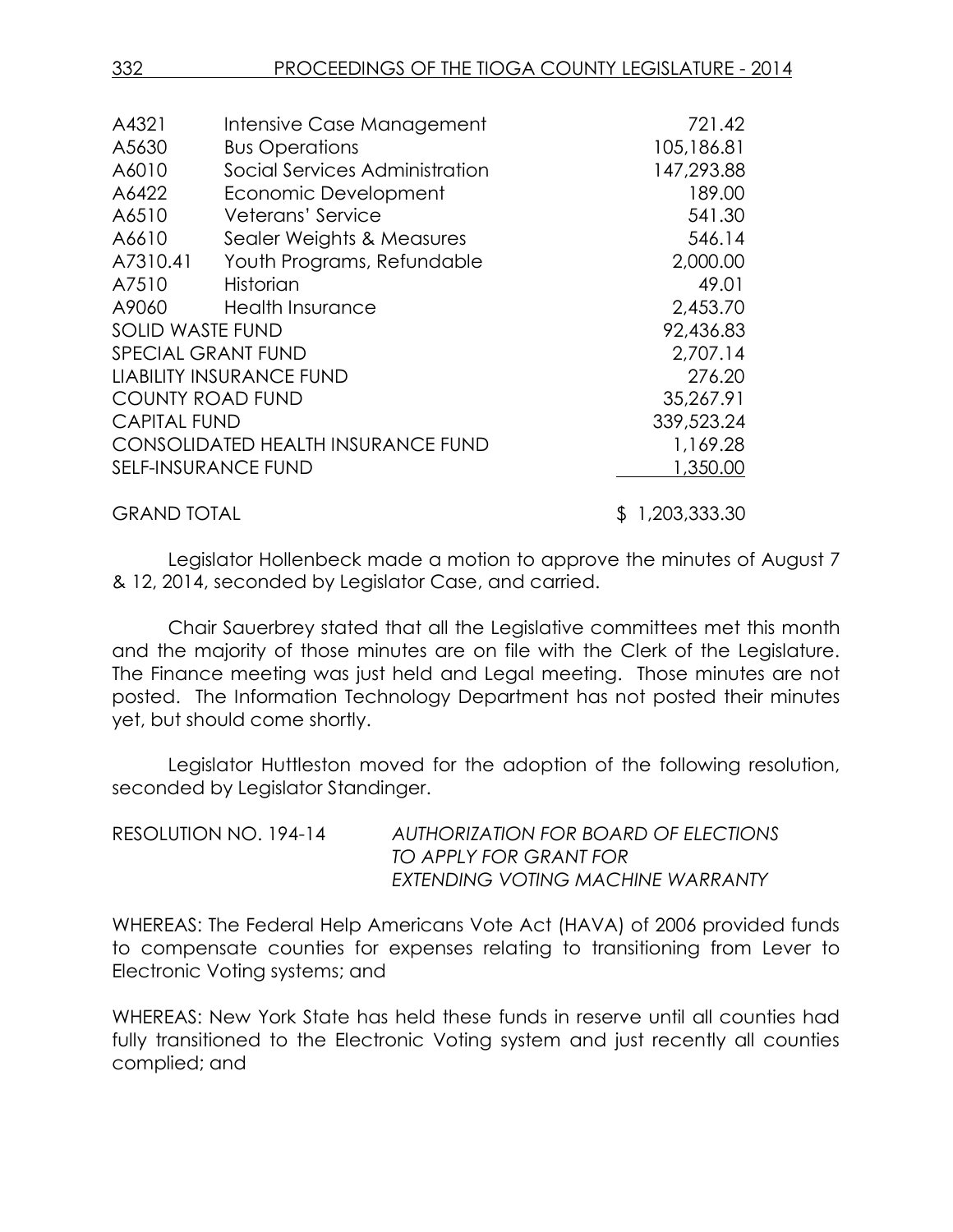| | | |
|---|---|---|
| A4321 | Intensive Case Management | 721.42 |
| A5630 | Bus Operations | 105,186.81 |
| A6010 | Social Services Administration | 147,293.88 |
| A6422 | Economic Development | 189.00 |
| A6510 | Veterans' Service | 541.30 |
| A6610 | Sealer Weights & Measures | 546.14 |
| A7310.41 | Youth Programs, Refundable | 2,000.00 |
| A7510 | Historian | 49.01 |
| A9060 | Health Insurance | 2,453.70 |
| SOLID WASTE FUND | | 92,436.83 |
| SPECIAL GRANT FUND | | 2,707.14 |
| LIABILITY INSURANCE FUND | | 276.20 |
| COUNTY ROAD FUND | | 35,267.91 |
| CAPITAL FUND | | 339,523.24 |
| CONSOLIDATED HEALTH INSURANCE FUND | | 1,169.28 |
| SELF-INSURANCE FUND | | 1,350.00 |
| GRAND TOTAL | | $ 1,203,333.30 |

Legislator Hollenbeck made a motion to approve the minutes of August 7 & 12, 2014, seconded by Legislator Case, and carried.

Chair Sauerbrey stated that all the Legislative committees met this month and the majority of those minutes are on file with the Clerk of the Legislature. The Finance meeting was just held and Legal meeting. Those minutes are not posted. The Information Technology Department has not posted their minutes yet, but should come shortly.

Legislator Huttleston moved for the adoption of the following resolution, seconded by Legislator Standinger.

RESOLUTION NO. 194-14 *AUTHORIZATION FOR BOARD OF ELECTIONS TO APPLY FOR GRANT FOR EXTENDING VOTING MACHINE WARRANTY*

WHEREAS: The Federal Help Americans Vote Act (HAVA) of 2006 provided funds to compensate counties for expenses relating to transitioning from Lever to Electronic Voting systems; and

WHEREAS: New York State has held these funds in reserve until all counties had fully transitioned to the Electronic Voting system and just recently all counties complied; and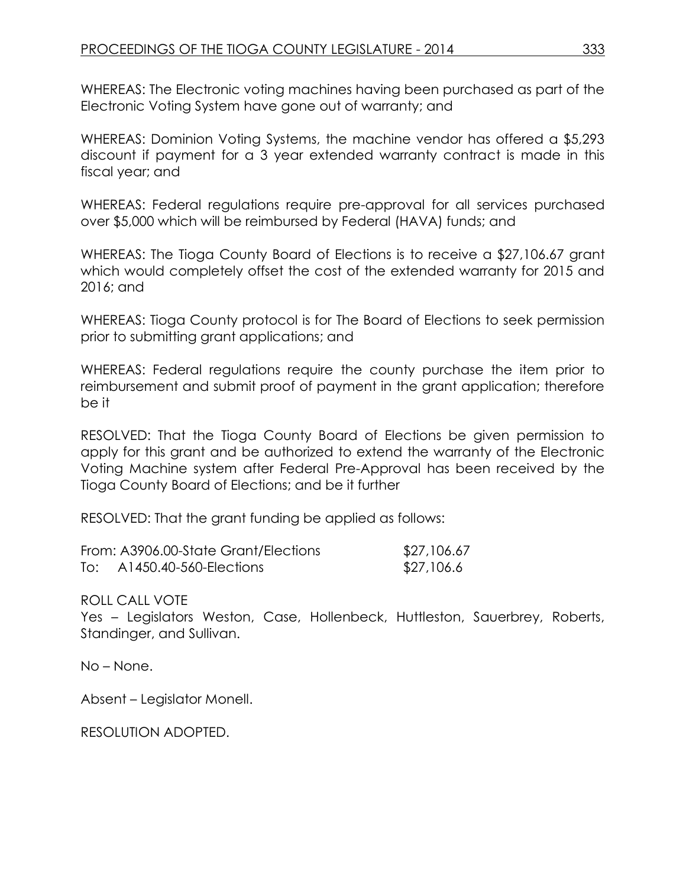WHEREAS: The Electronic voting machines having been purchased as part of the Electronic Voting System have gone out of warranty; and

WHEREAS: Dominion Voting Systems, the machine vendor has offered a $5,293 discount if payment for a 3 year extended warranty contract is made in this fiscal year; and

WHEREAS: Federal regulations require pre-approval for all services purchased over $5,000 which will be reimbursed by Federal (HAVA) funds; and

WHEREAS: The Tioga County Board of Elections is to receive a $27,106.67 grant which would completely offset the cost of the extended warranty for 2015 and 2016; and

WHEREAS: Tioga County protocol is for The Board of Elections to seek permission prior to submitting grant applications; and

WHEREAS: Federal regulations require the county purchase the item prior to reimbursement and submit proof of payment in the grant application; therefore be it

RESOLVED: That the Tioga County Board of Elections be given permission to apply for this grant and be authorized to extend the warranty of the Electronic Voting Machine system after Federal Pre-Approval has been received by the Tioga County Board of Elections; and be it further

RESOLVED: That the grant funding be applied as follows:

| | |
|---|---|
| From: A3906.00-State Grant/Elections | $27,106.67 |
| To: A1450.40-560-Elections | $27,106.6 |

ROLL CALL VOTE
Yes – Legislators Weston, Case, Hollenbeck, Huttleston, Sauerbrey, Roberts, Standinger, and Sullivan.

No – None.

Absent – Legislator Monell.

RESOLUTION ADOPTED.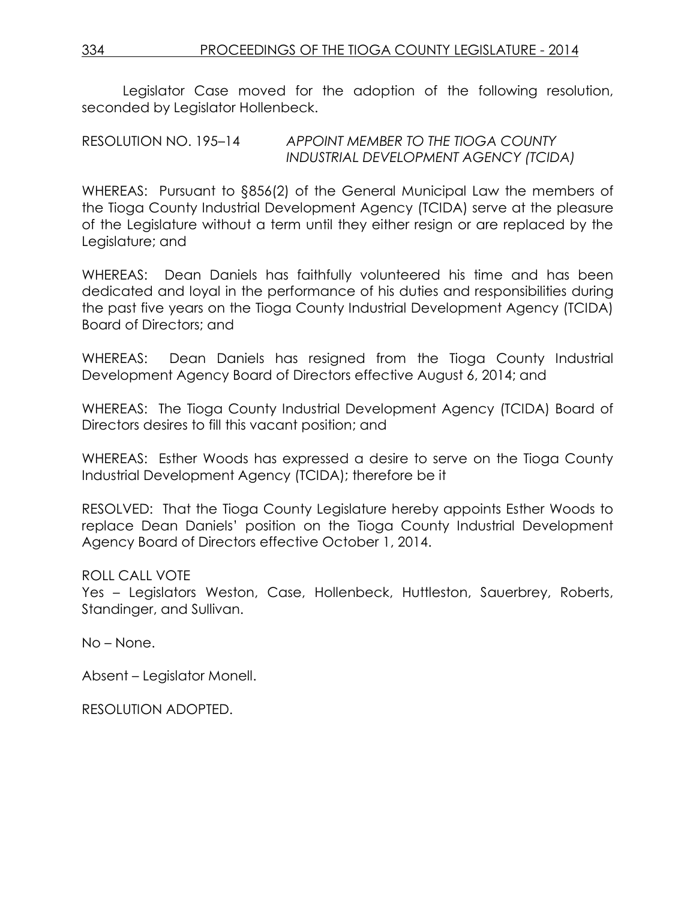Legislator Case moved for the adoption of the following resolution, seconded by Legislator Hollenbeck.

RESOLUTION NO. 195–14 *APPOINT MEMBER TO THE TIOGA COUNTY INDUSTRIAL DEVELOPMENT AGENCY (TCIDA)*

WHEREAS: Pursuant to §856(2) of the General Municipal Law the members of the Tioga County Industrial Development Agency (TCIDA) serve at the pleasure of the Legislature without a term until they either resign or are replaced by the Legislature; and

WHEREAS: Dean Daniels has faithfully volunteered his time and has been dedicated and loyal in the performance of his duties and responsibilities during the past five years on the Tioga County Industrial Development Agency (TCIDA) Board of Directors; and

WHEREAS: Dean Daniels has resigned from the Tioga County Industrial Development Agency Board of Directors effective August 6, 2014; and

WHEREAS: The Tioga County Industrial Development Agency (TCIDA) Board of Directors desires to fill this vacant position; and

WHEREAS: Esther Woods has expressed a desire to serve on the Tioga County Industrial Development Agency (TCIDA); therefore be it

RESOLVED: That the Tioga County Legislature hereby appoints Esther Woods to replace Dean Daniels' position on the Tioga County Industrial Development Agency Board of Directors effective October 1, 2014.

ROLL CALL VOTE
Yes – Legislators Weston, Case, Hollenbeck, Huttleston, Sauerbrey, Roberts, Standinger, and Sullivan.

No – None.

Absent – Legislator Monell.

RESOLUTION ADOPTED.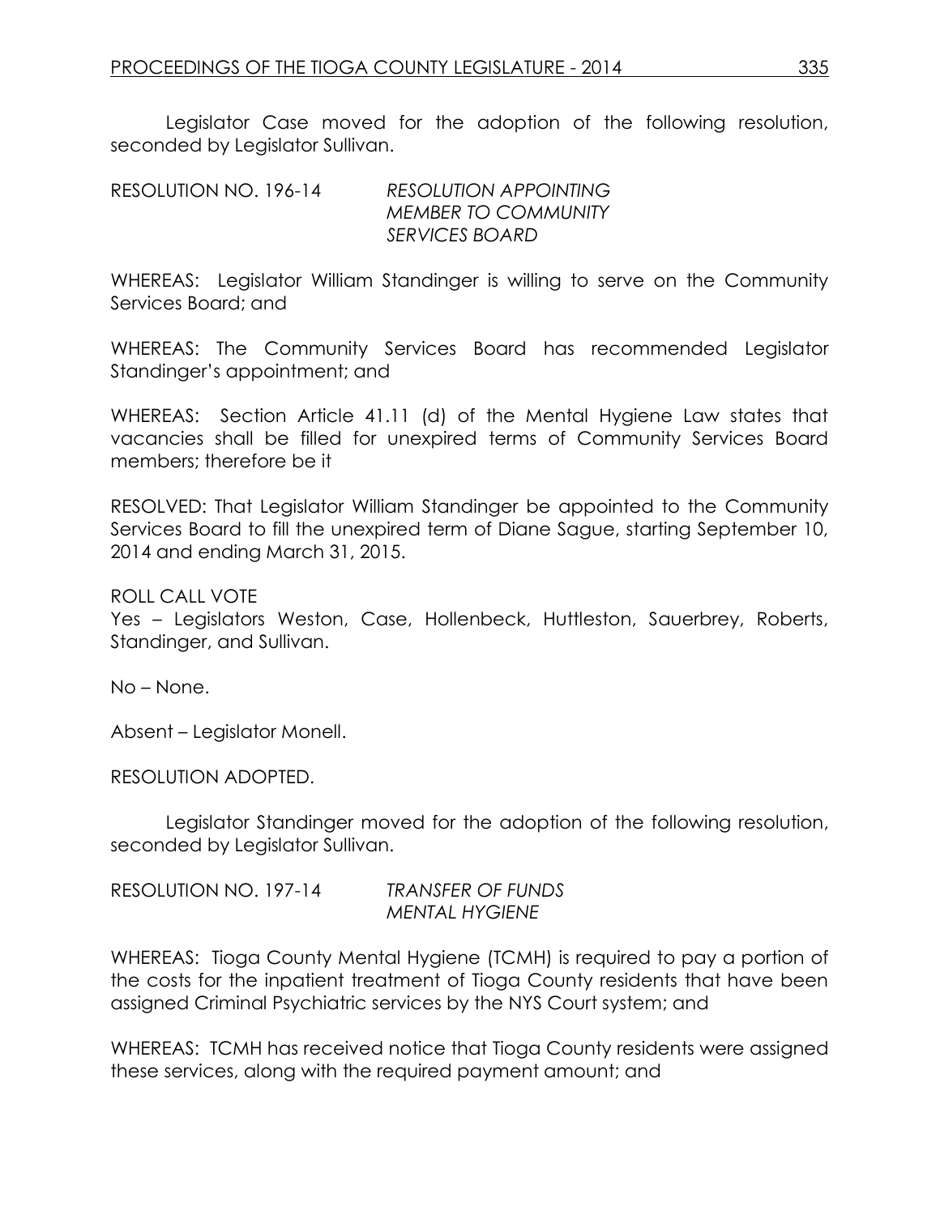Legislator Case moved for the adoption of the following resolution, seconded by Legislator Sullivan.

RESOLUTION NO. 196-14 *RESOLUTION APPOINTING MEMBER TO COMMUNITY SERVICES BOARD*

WHEREAS: Legislator William Standinger is willing to serve on the Community Services Board; and

WHEREAS: The Community Services Board has recommended Legislator Standinger's appointment; and

WHEREAS: Section Article 41.11 (d) of the Mental Hygiene Law states that vacancies shall be filled for unexpired terms of Community Services Board members; therefore be it

RESOLVED: That Legislator William Standinger be appointed to the Community Services Board to fill the unexpired term of Diane Sague, starting September 10, 2014 and ending March 31, 2015.

ROLL CALL VOTE
Yes – Legislators Weston, Case, Hollenbeck, Huttleston, Sauerbrey, Roberts, Standinger, and Sullivan.

No – None.

Absent – Legislator Monell.

RESOLUTION ADOPTED.

Legislator Standinger moved for the adoption of the following resolution, seconded by Legislator Sullivan.

RESOLUTION NO. 197-14 *TRANSFER OF FUNDS MENTAL HYGIENE*

WHEREAS: Tioga County Mental Hygiene (TCMH) is required to pay a portion of the costs for the inpatient treatment of Tioga County residents that have been assigned Criminal Psychiatric services by the NYS Court system; and

WHEREAS: TCMH has received notice that Tioga County residents were assigned these services, along with the required payment amount; and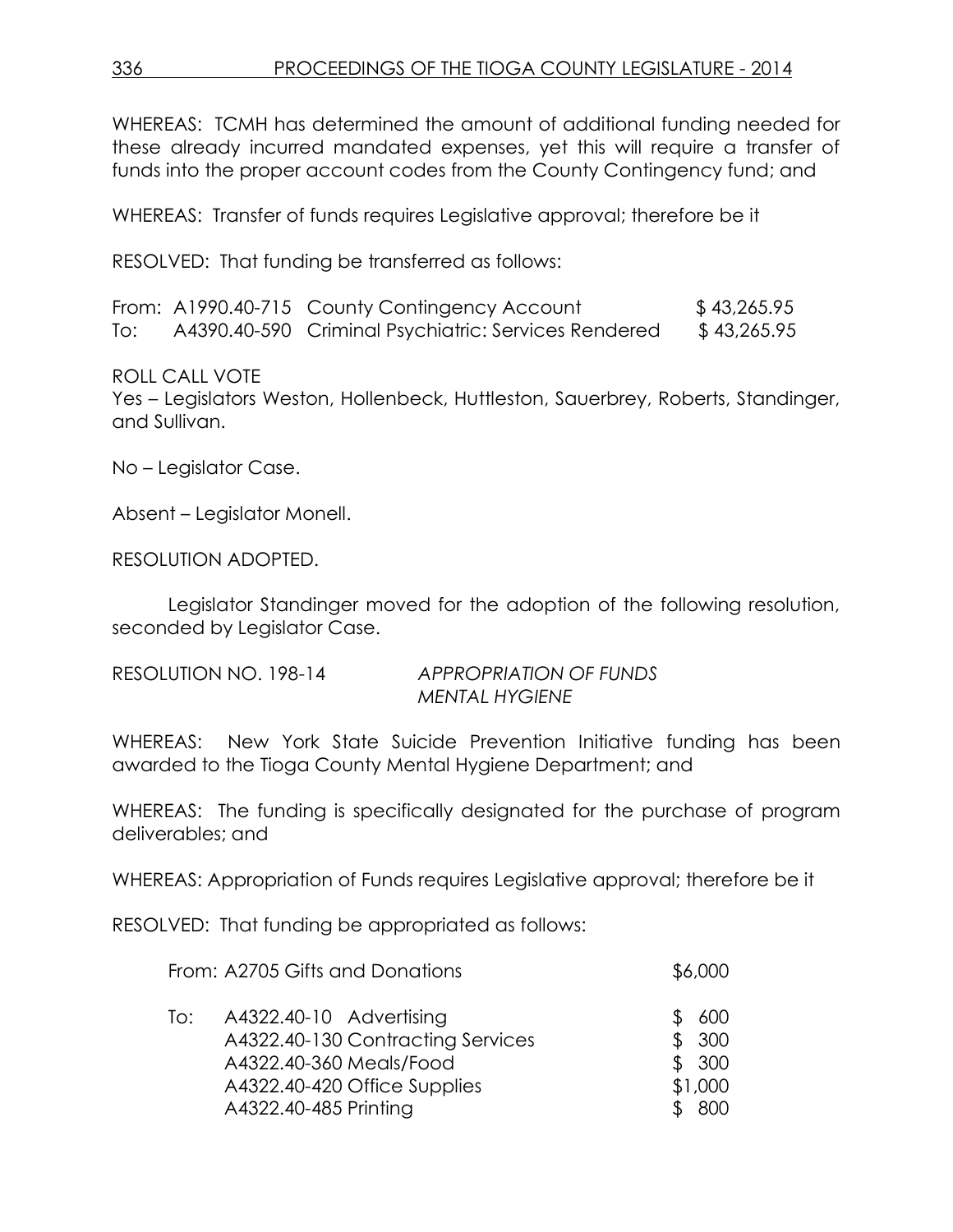WHEREAS: TCMH has determined the amount of additional funding needed for these already incurred mandated expenses, yet this will require a transfer of funds into the proper account codes from the County Contingency fund; and

WHEREAS: Transfer of funds requires Legislative approval; therefore be it

RESOLVED: That funding be transferred as follows:

| | | | |
|---|---|---|---|
| From: | A1990.40-715 | County Contingency Account | $ 43,265.95 |
| To: | A4390.40-590 | Criminal Psychiatric: Services Rendered | $ 43,265.95 |

ROLL CALL VOTE
Yes – Legislators Weston, Hollenbeck, Huttleston, Sauerbrey, Roberts, Standinger, and Sullivan.

No – Legislator Case.

Absent – Legislator Monell.

RESOLUTION ADOPTED.

Legislator Standinger moved for the adoption of the following resolution, seconded by Legislator Case.

RESOLUTION NO. 198-14 *APPROPRIATION OF FUNDS*
*MENTAL HYGIENE*

WHEREAS: New York State Suicide Prevention Initiative funding has been awarded to the Tioga County Mental Hygiene Department; and

WHEREAS: The funding is specifically designated for the purchase of program deliverables; and

WHEREAS: Appropriation of Funds requires Legislative approval; therefore be it

RESOLVED: That funding be appropriated as follows:

| | | |
|---|---|---|
| From: | A2705 Gifts and Donations | $6,000 |
| To: | A4322.40-10 Advertising | $ 600 |
| | A4322.40-130 Contracting Services | $ 300 |
| | A4322.40-360 Meals/Food | $ 300 |
| | A4322.40-420 Office Supplies | $1,000 |
| | A4322.40-485 Printing | $ 800 |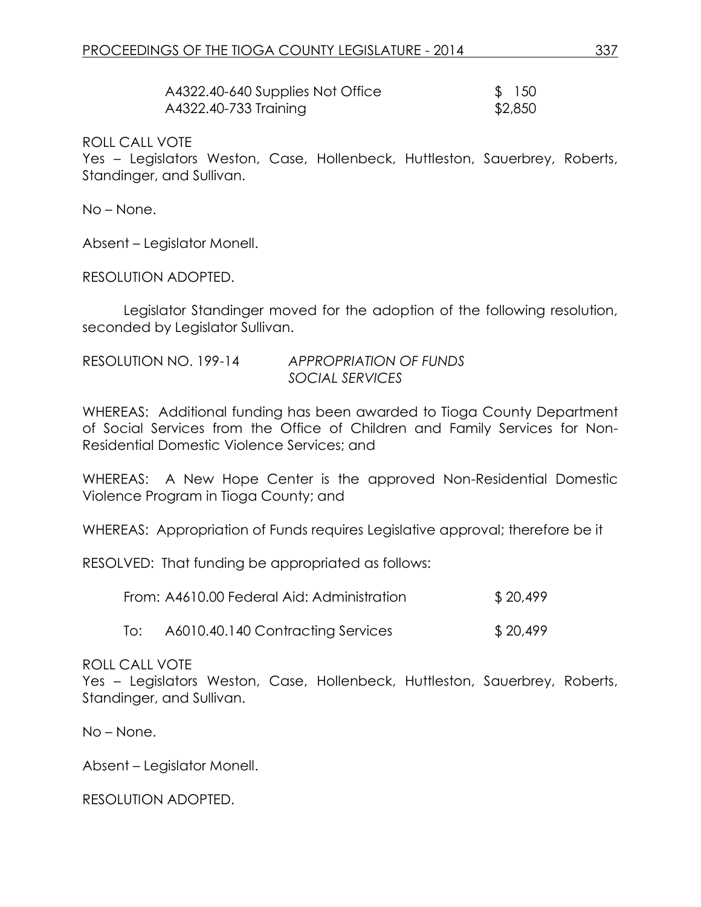| | |
|---|---|
| A4322.40-640 Supplies Not Office | $ 150 |
| A4322.40-733 Training | $2,850 |

ROLL CALL VOTE
Yes – Legislators Weston, Case, Hollenbeck, Huttleston, Sauerbrey, Roberts, Standinger, and Sullivan.

No – None.

Absent – Legislator Monell.

RESOLUTION ADOPTED.

Legislator Standinger moved for the adoption of the following resolution, seconded by Legislator Sullivan.

RESOLUTION NO. 199-14 *APPROPRIATION OF FUNDS SOCIAL SERVICES*

WHEREAS: Additional funding has been awarded to Tioga County Department of Social Services from the Office of Children and Family Services for Non-Residential Domestic Violence Services; and

WHEREAS: A New Hope Center is the approved Non-Residential Domestic Violence Program in Tioga County; and

WHEREAS: Appropriation of Funds requires Legislative approval; therefore be it

RESOLVED: That funding be appropriated as follows:

| | |
|---|---|
| From: A4610.00 Federal Aid: Administration | $ 20,499 |
| To: A6010.40.140 Contracting Services | $ 20,499 |

ROLL CALL VOTE
Yes – Legislators Weston, Case, Hollenbeck, Huttleston, Sauerbrey, Roberts, Standinger, and Sullivan.

No – None.

Absent – Legislator Monell.

RESOLUTION ADOPTED.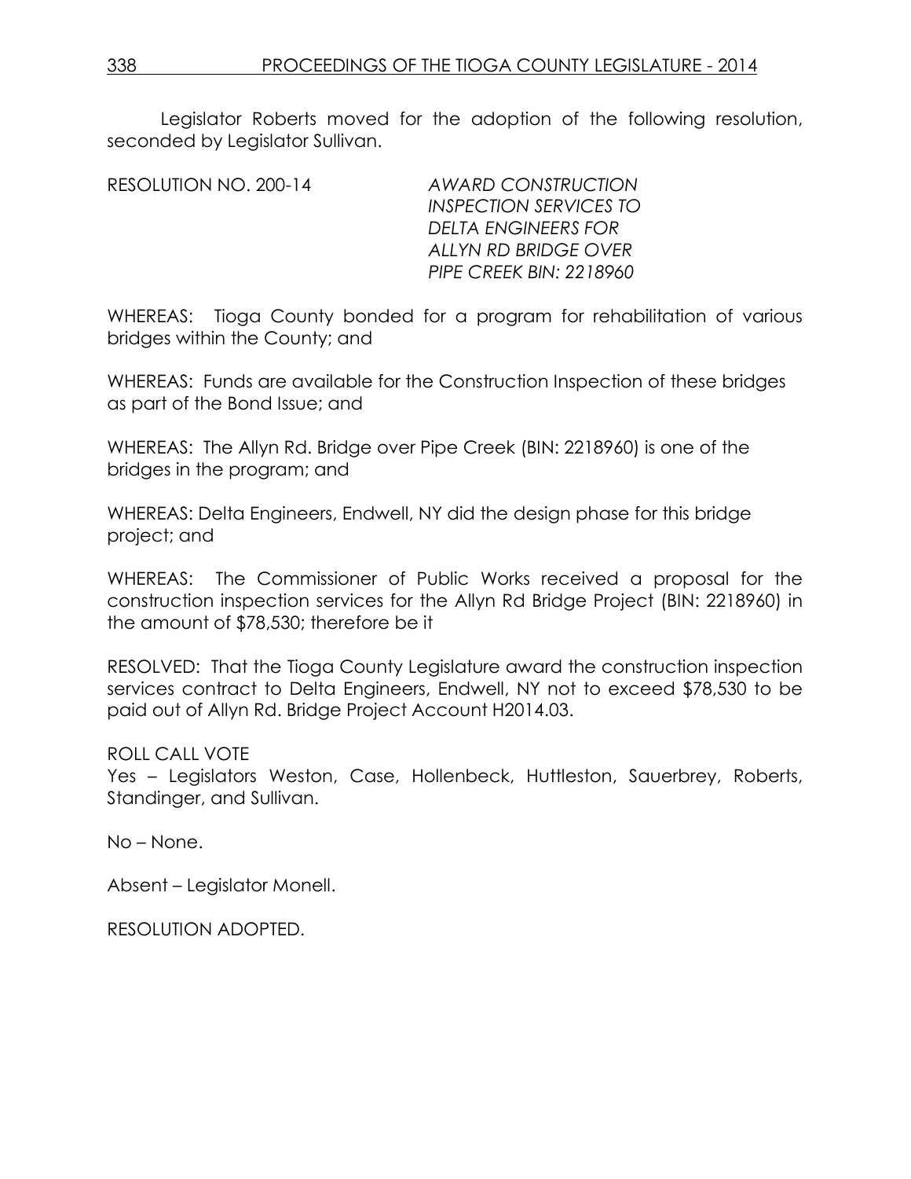Legislator Roberts moved for the adoption of the following resolution, seconded by Legislator Sullivan.

RESOLUTION NO. 200-14 *AWARD CONSTRUCTION INSPECTION SERVICES TO DELTA ENGINEERS FOR ALLYN RD BRIDGE OVER PIPE CREEK BIN: 2218960*

WHEREAS: Tioga County bonded for a program for rehabilitation of various bridges within the County; and

WHEREAS: Funds are available for the Construction Inspection of these bridges as part of the Bond Issue; and

WHEREAS: The Allyn Rd. Bridge over Pipe Creek (BIN: 2218960) is one of the bridges in the program; and

WHEREAS: Delta Engineers, Endwell, NY did the design phase for this bridge project; and

WHEREAS: The Commissioner of Public Works received a proposal for the construction inspection services for the Allyn Rd Bridge Project (BIN: 2218960) in the amount of $78,530; therefore be it

RESOLVED: That the Tioga County Legislature award the construction inspection services contract to Delta Engineers, Endwell, NY not to exceed $78,530 to be paid out of Allyn Rd. Bridge Project Account H2014.03.

ROLL CALL VOTE
Yes – Legislators Weston, Case, Hollenbeck, Huttleston, Sauerbrey, Roberts, Standinger, and Sullivan.

No – None.

Absent – Legislator Monell.

RESOLUTION ADOPTED.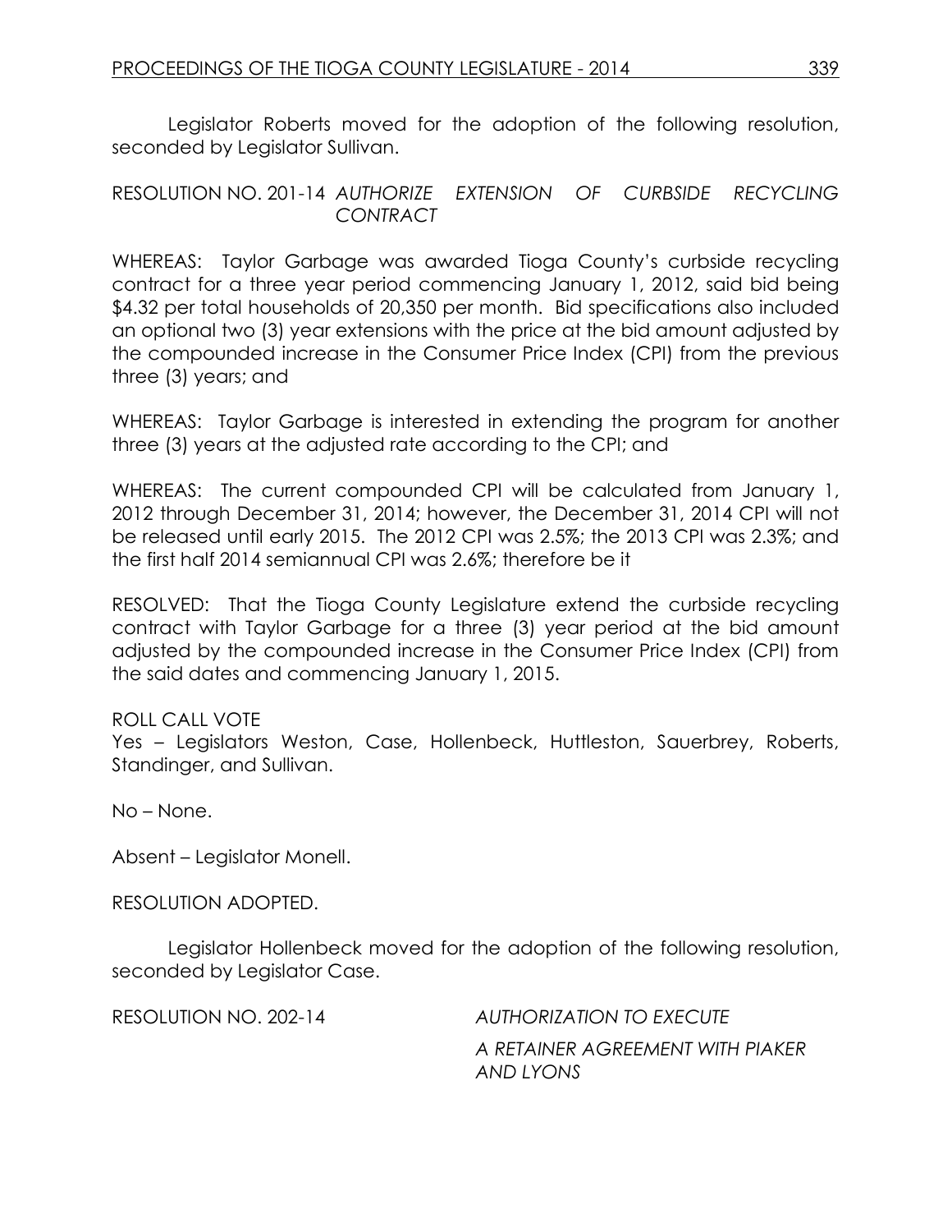Legislator Roberts moved for the adoption of the following resolution, seconded by Legislator Sullivan.

RESOLUTION NO. 201-14 *AUTHORIZE EXTENSION OF CURBSIDE RECYCLING CONTRACT*

WHEREAS: Taylor Garbage was awarded Tioga County's curbside recycling contract for a three year period commencing January 1, 2012, said bid being $4.32 per total households of 20,350 per month. Bid specifications also included an optional two (3) year extensions with the price at the bid amount adjusted by the compounded increase in the Consumer Price Index (CPI) from the previous three (3) years; and

WHEREAS: Taylor Garbage is interested in extending the program for another three (3) years at the adjusted rate according to the CPI; and

WHEREAS: The current compounded CPI will be calculated from January 1, 2012 through December 31, 2014; however, the December 31, 2014 CPI will not be released until early 2015. The 2012 CPI was 2.5%; the 2013 CPI was 2.3%; and the first half 2014 semiannual CPI was 2.6%; therefore be it

RESOLVED: That the Tioga County Legislature extend the curbside recycling contract with Taylor Garbage for a three (3) year period at the bid amount adjusted by the compounded increase in the Consumer Price Index (CPI) from the said dates and commencing January 1, 2015.

ROLL CALL VOTE
Yes – Legislators Weston, Case, Hollenbeck, Huttleston, Sauerbrey, Roberts, Standinger, and Sullivan.

No – None.

Absent – Legislator Monell.

RESOLUTION ADOPTED.

Legislator Hollenbeck moved for the adoption of the following resolution, seconded by Legislator Case.

RESOLUTION NO. 202-14 *AUTHORIZATION TO EXECUTE A RETAINER AGREEMENT WITH PIAKER AND LYONS*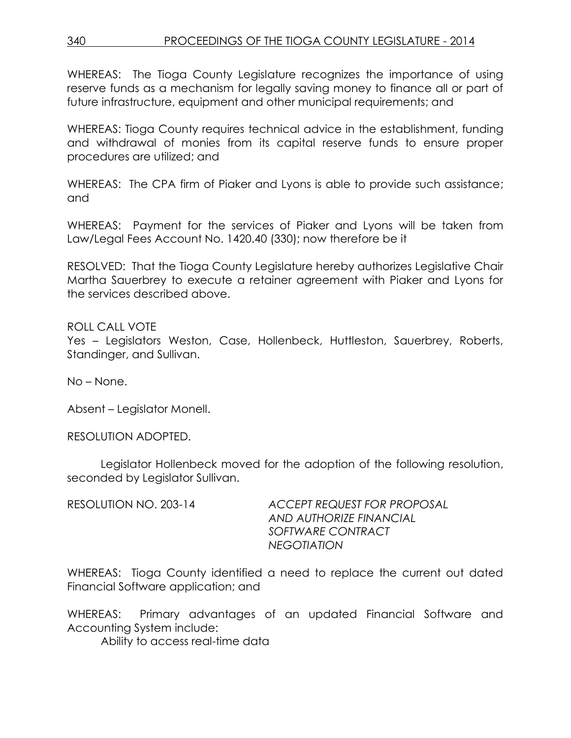WHEREAS: The Tioga County Legislature recognizes the importance of using reserve funds as a mechanism for legally saving money to finance all or part of future infrastructure, equipment and other municipal requirements; and

WHEREAS: Tioga County requires technical advice in the establishment, funding and withdrawal of monies from its capital reserve funds to ensure proper procedures are utilized; and

WHEREAS: The CPA firm of Piaker and Lyons is able to provide such assistance; and

WHEREAS: Payment for the services of Piaker and Lyons will be taken from Law/Legal Fees Account No. 1420.40 (330); now therefore be it

RESOLVED: That the Tioga County Legislature hereby authorizes Legislative Chair Martha Sauerbrey to execute a retainer agreement with Piaker and Lyons for the services described above.

ROLL CALL VOTE
Yes – Legislators Weston, Case, Hollenbeck, Huttleston, Sauerbrey, Roberts, Standinger, and Sullivan.

No – None.

Absent – Legislator Monell.

RESOLUTION ADOPTED.

Legislator Hollenbeck moved for the adoption of the following resolution, seconded by Legislator Sullivan.

RESOLUTION NO. 203-14 *ACCEPT REQUEST FOR PROPOSAL AND AUTHORIZE FINANCIAL SOFTWARE CONTRACT NEGOTIATION*

WHEREAS: Tioga County identified a need to replace the current out dated Financial Software application; and

WHEREAS: Primary advantages of an updated Financial Software and Accounting System include:

Ability to access real-time data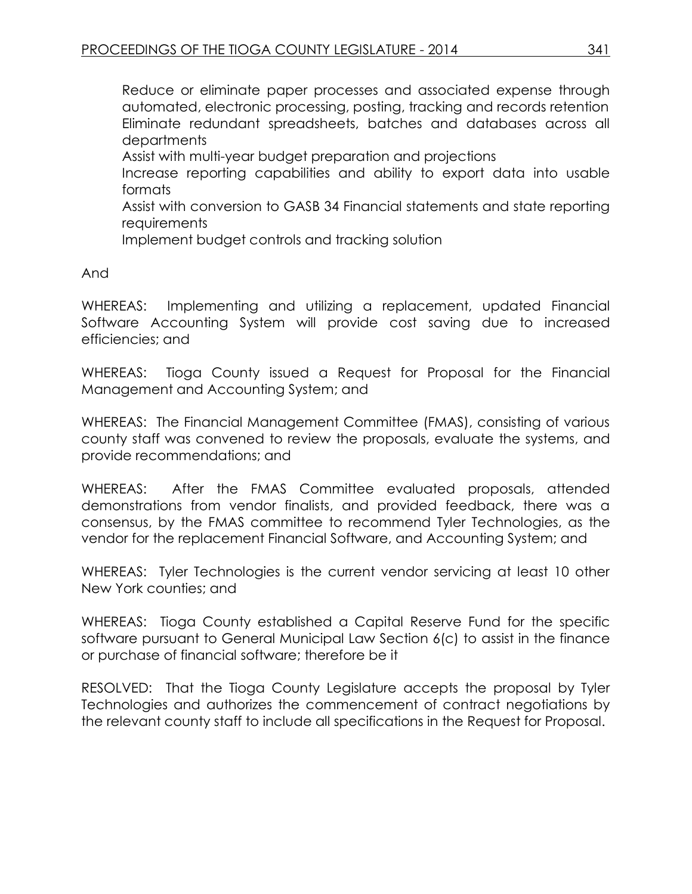Reduce or eliminate paper processes and associated expense through automated, electronic processing, posting, tracking and records retention
Eliminate redundant spreadsheets, batches and databases across all departments
Assist with multi-year budget preparation and projections
Increase reporting capabilities and ability to export data into usable formats
Assist with conversion to GASB 34 Financial statements and state reporting requirements
Implement budget controls and tracking solution

And

WHEREAS: Implementing and utilizing a replacement, updated Financial Software Accounting System will provide cost saving due to increased efficiencies; and

WHEREAS: Tioga County issued a Request for Proposal for the Financial Management and Accounting System; and

WHEREAS: The Financial Management Committee (FMAS), consisting of various county staff was convened to review the proposals, evaluate the systems, and provide recommendations; and

WHEREAS: After the FMAS Committee evaluated proposals, attended demonstrations from vendor finalists, and provided feedback, there was a consensus, by the FMAS committee to recommend Tyler Technologies, as the vendor for the replacement Financial Software, and Accounting System; and

WHEREAS: Tyler Technologies is the current vendor servicing at least 10 other New York counties; and

WHEREAS: Tioga County established a Capital Reserve Fund for the specific software pursuant to General Municipal Law Section 6(c) to assist in the finance or purchase of financial software; therefore be it

RESOLVED: That the Tioga County Legislature accepts the proposal by Tyler Technologies and authorizes the commencement of contract negotiations by the relevant county staff to include all specifications in the Request for Proposal.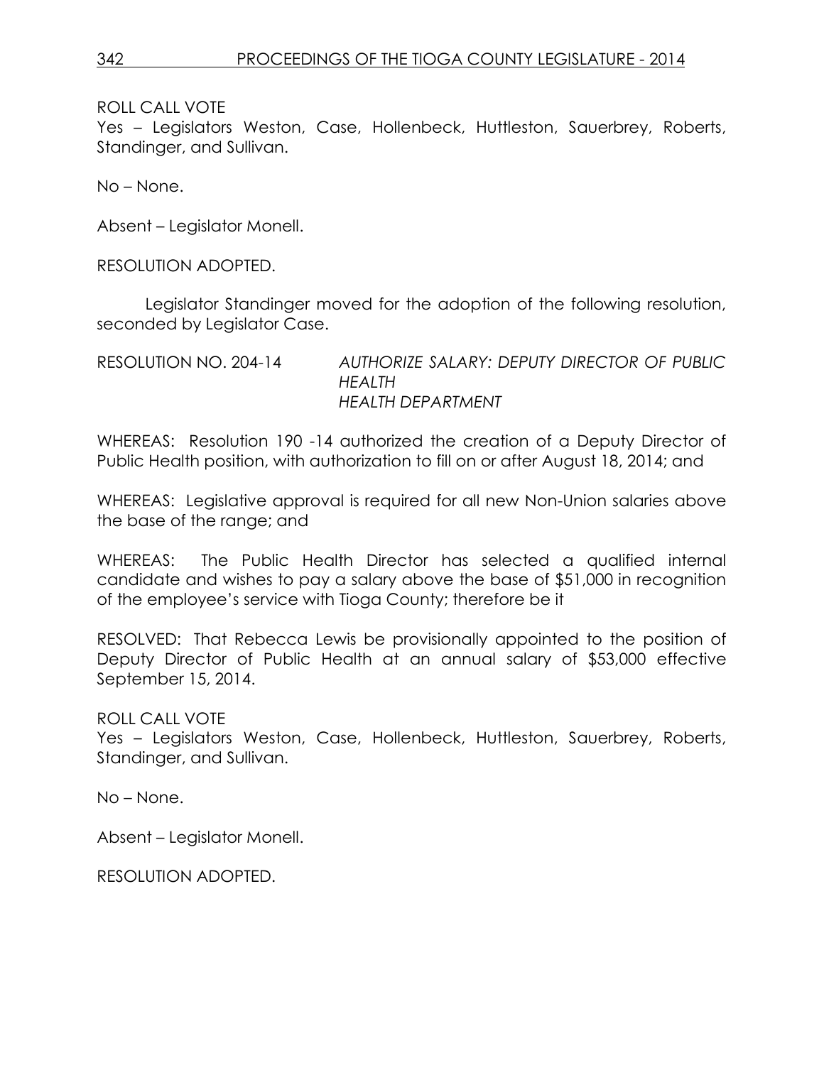ROLL CALL VOTE
Yes – Legislators Weston, Case, Hollenbeck, Huttleston, Sauerbrey, Roberts, Standinger, and Sullivan.

No – None.

Absent – Legislator Monell.

RESOLUTION ADOPTED.

Legislator Standinger moved for the adoption of the following resolution, seconded by Legislator Case.

RESOLUTION NO. 204-14 *AUTHORIZE SALARY: DEPUTY DIRECTOR OF PUBLIC HEALTH*
*HEALTH DEPARTMENT*

WHEREAS: Resolution 190 -14 authorized the creation of a Deputy Director of Public Health position, with authorization to fill on or after August 18, 2014; and

WHEREAS: Legislative approval is required for all new Non-Union salaries above the base of the range; and

WHEREAS: The Public Health Director has selected a qualified internal candidate and wishes to pay a salary above the base of $51,000 in recognition of the employee's service with Tioga County; therefore be it

RESOLVED: That Rebecca Lewis be provisionally appointed to the position of Deputy Director of Public Health at an annual salary of $53,000 effective September 15, 2014.

ROLL CALL VOTE
Yes – Legislators Weston, Case, Hollenbeck, Huttleston, Sauerbrey, Roberts, Standinger, and Sullivan.

No – None.

Absent – Legislator Monell.

RESOLUTION ADOPTED.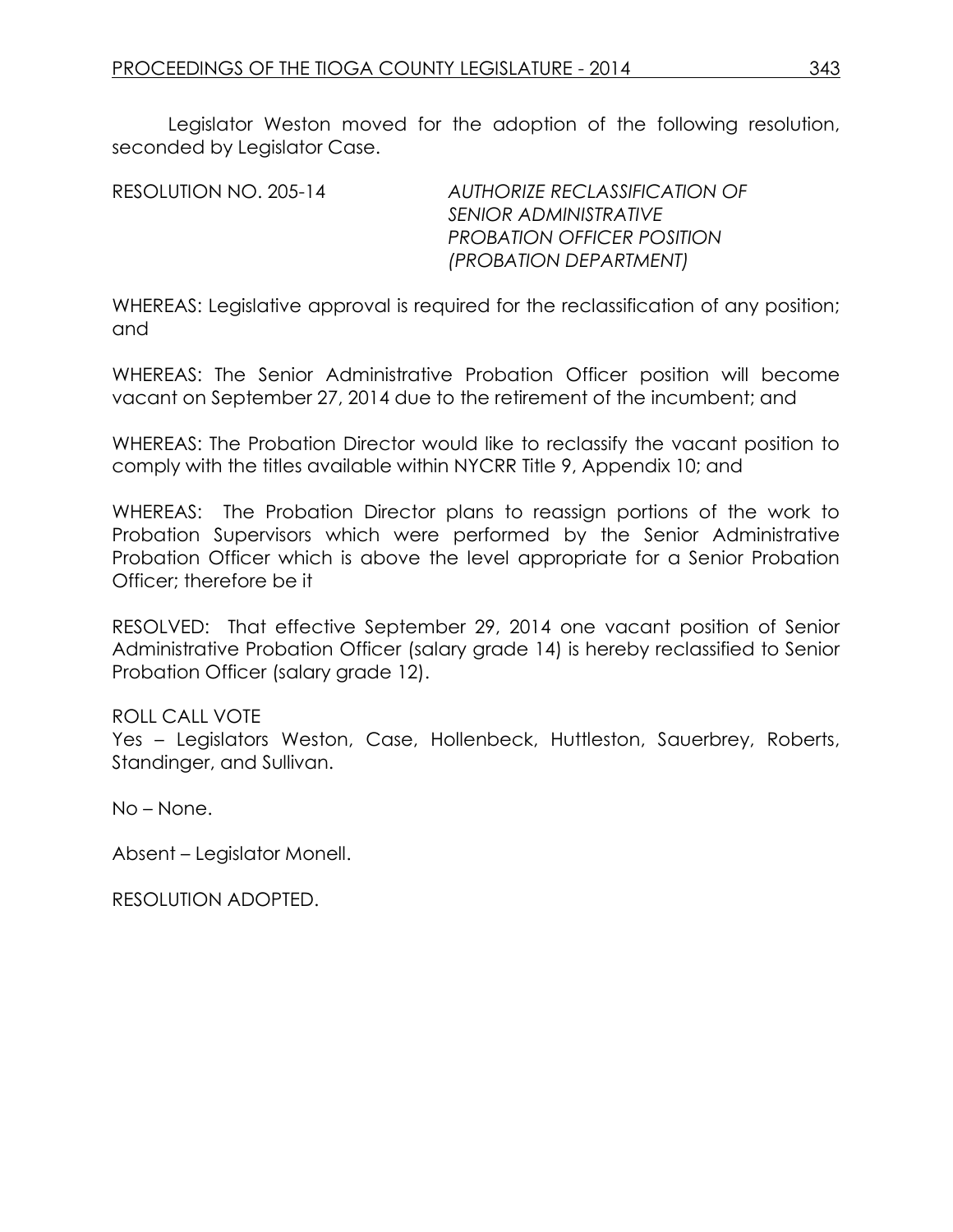Legislator Weston moved for the adoption of the following resolution, seconded by Legislator Case.

RESOLUTION NO. 205-14 *AUTHORIZE RECLASSIFICATION OF SENIOR ADMINISTRATIVE PROBATION OFFICER POSITION (PROBATION DEPARTMENT)*

WHEREAS: Legislative approval is required for the reclassification of any position; and

WHEREAS: The Senior Administrative Probation Officer position will become vacant on September 27, 2014 due to the retirement of the incumbent; and

WHEREAS: The Probation Director would like to reclassify the vacant position to comply with the titles available within NYCRR Title 9, Appendix 10; and

WHEREAS: The Probation Director plans to reassign portions of the work to Probation Supervisors which were performed by the Senior Administrative Probation Officer which is above the level appropriate for a Senior Probation Officer; therefore be it

RESOLVED: That effective September 29, 2014 one vacant position of Senior Administrative Probation Officer (salary grade 14) is hereby reclassified to Senior Probation Officer (salary grade 12).

ROLL CALL VOTE
Yes – Legislators Weston, Case, Hollenbeck, Huttleston, Sauerbrey, Roberts, Standinger, and Sullivan.

No – None.

Absent – Legislator Monell.

RESOLUTION ADOPTED.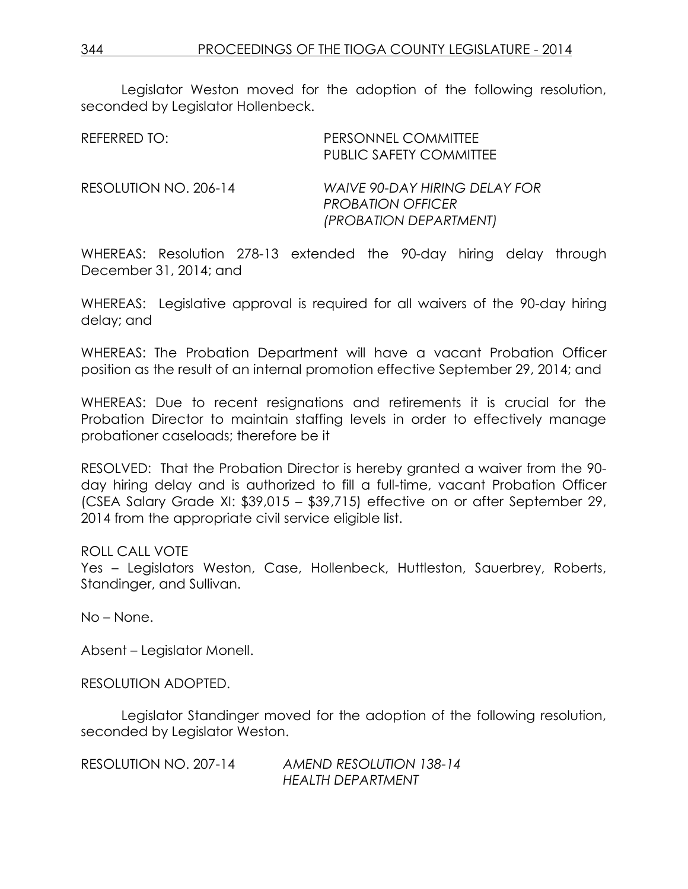Legislator Weston moved for the adoption of the following resolution, seconded by Legislator Hollenbeck.

REFERRED TO: PERSONNEL COMMITTEE
PUBLIC SAFETY COMMITTEE

RESOLUTION NO. 206-14 *WAIVE 90-DAY HIRING DELAY FOR PROBATION OFFICER (PROBATION DEPARTMENT)*

WHEREAS: Resolution 278-13 extended the 90-day hiring delay through December 31, 2014; and

WHEREAS: Legislative approval is required for all waivers of the 90-day hiring delay; and

WHEREAS: The Probation Department will have a vacant Probation Officer position as the result of an internal promotion effective September 29, 2014; and

WHEREAS: Due to recent resignations and retirements it is crucial for the Probation Director to maintain staffing levels in order to effectively manage probationer caseloads; therefore be it

RESOLVED: That the Probation Director is hereby granted a waiver from the 90-day hiring delay and is authorized to fill a full-time, vacant Probation Officer (CSEA Salary Grade XI: $39,015 – $39,715) effective on or after September 29, 2014 from the appropriate civil service eligible list.

ROLL CALL VOTE
Yes – Legislators Weston, Case, Hollenbeck, Huttleston, Sauerbrey, Roberts, Standinger, and Sullivan.

No – None.

Absent – Legislator Monell.

RESOLUTION ADOPTED.

Legislator Standinger moved for the adoption of the following resolution, seconded by Legislator Weston.

RESOLUTION NO. 207-14 *AMEND RESOLUTION 138-14 HEALTH DEPARTMENT*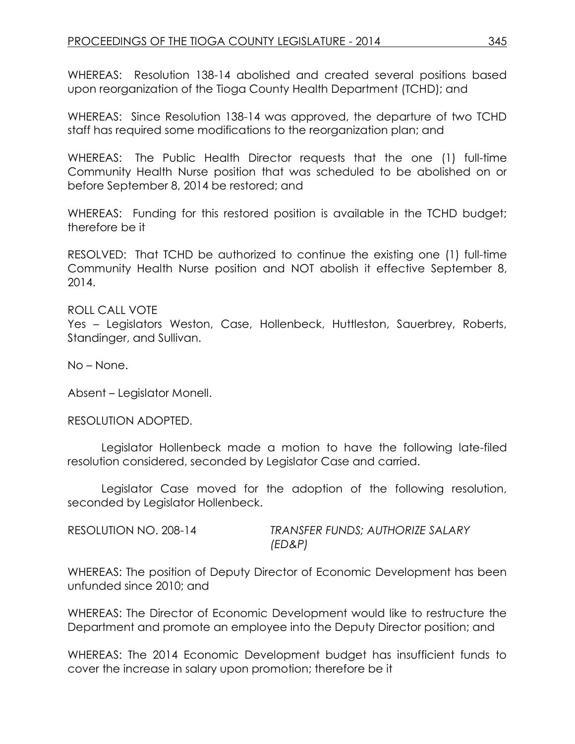WHEREAS: Resolution 138-14 abolished and created several positions based upon reorganization of the Tioga County Health Department (TCHD); and

WHEREAS: Since Resolution 138-14 was approved, the departure of two TCHD staff has required some modifications to the reorganization plan; and

WHEREAS: The Public Health Director requests that the one (1) full-time Community Health Nurse position that was scheduled to be abolished on or before September 8, 2014 be restored; and

WHEREAS: Funding for this restored position is available in the TCHD budget; therefore be it

RESOLVED: That TCHD be authorized to continue the existing one (1) full-time Community Health Nurse position and NOT abolish it effective September 8, 2014.

ROLL CALL VOTE
Yes – Legislators Weston, Case, Hollenbeck, Huttleston, Sauerbrey, Roberts, Standinger, and Sullivan.

No – None.

Absent – Legislator Monell.

RESOLUTION ADOPTED.

Legislator Hollenbeck made a motion to have the following late-filed resolution considered, seconded by Legislator Case and carried.

Legislator Case moved for the adoption of the following resolution, seconded by Legislator Hollenbeck.

RESOLUTION NO. 208-14 *TRANSFER FUNDS; AUTHORIZE SALARY (ED&P)*

WHEREAS: The position of Deputy Director of Economic Development has been unfunded since 2010; and

WHEREAS: The Director of Economic Development would like to restructure the Department and promote an employee into the Deputy Director position; and

WHEREAS: The 2014 Economic Development budget has insufficient funds to cover the increase in salary upon promotion; therefore be it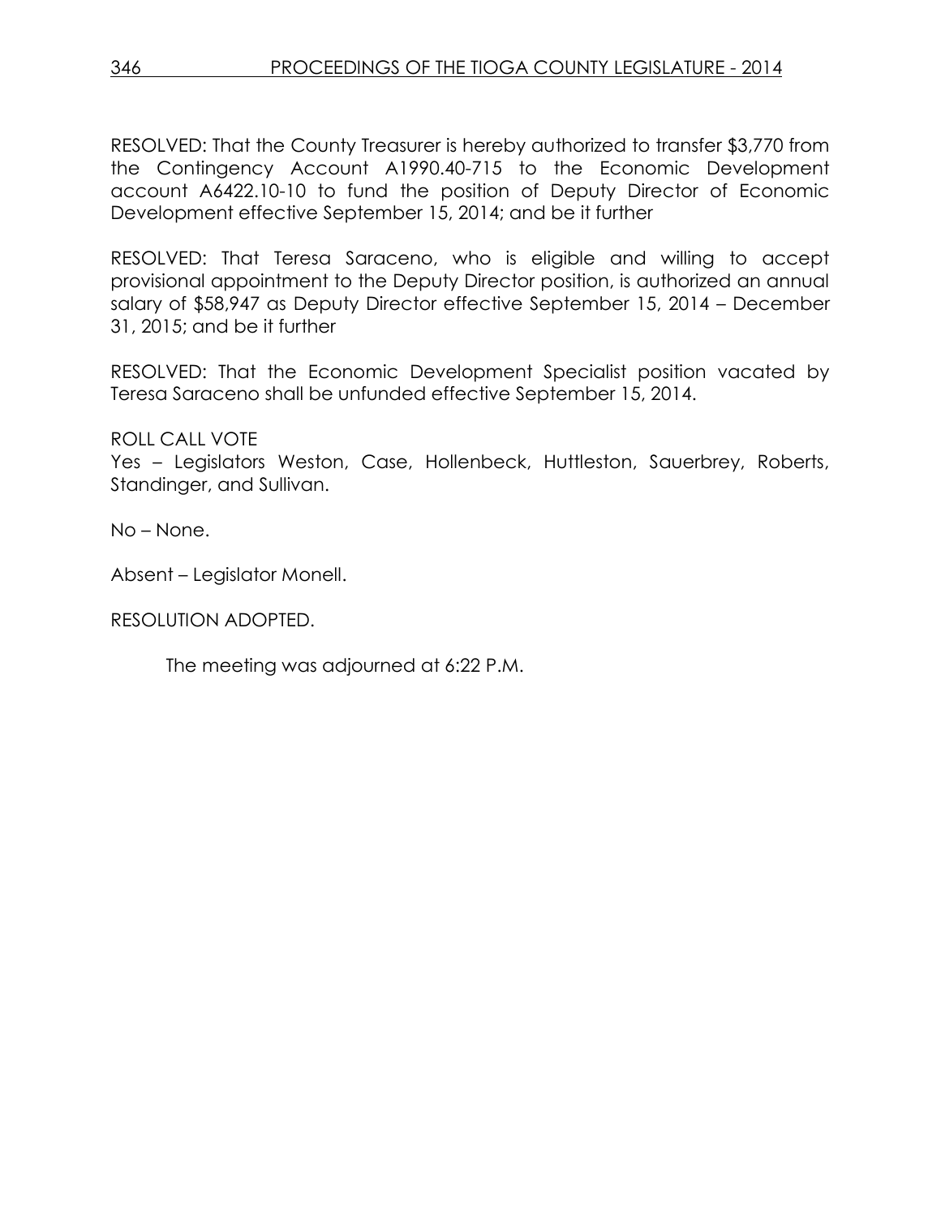RESOLVED: That the County Treasurer is hereby authorized to transfer $3,770 from the Contingency Account A1990.40-715 to the Economic Development account A6422.10-10 to fund the position of Deputy Director of Economic Development effective September 15, 2014; and be it further

RESOLVED: That Teresa Saraceno, who is eligible and willing to accept provisional appointment to the Deputy Director position, is authorized an annual salary of $58,947 as Deputy Director effective September 15, 2014 – December 31, 2015; and be it further

RESOLVED: That the Economic Development Specialist position vacated by Teresa Saraceno shall be unfunded effective September 15, 2014.

ROLL CALL VOTE
Yes – Legislators Weston, Case, Hollenbeck, Huttleston, Sauerbrey, Roberts, Standinger, and Sullivan.

No – None.

Absent – Legislator Monell.

RESOLUTION ADOPTED.

The meeting was adjourned at 6:22 P.M.